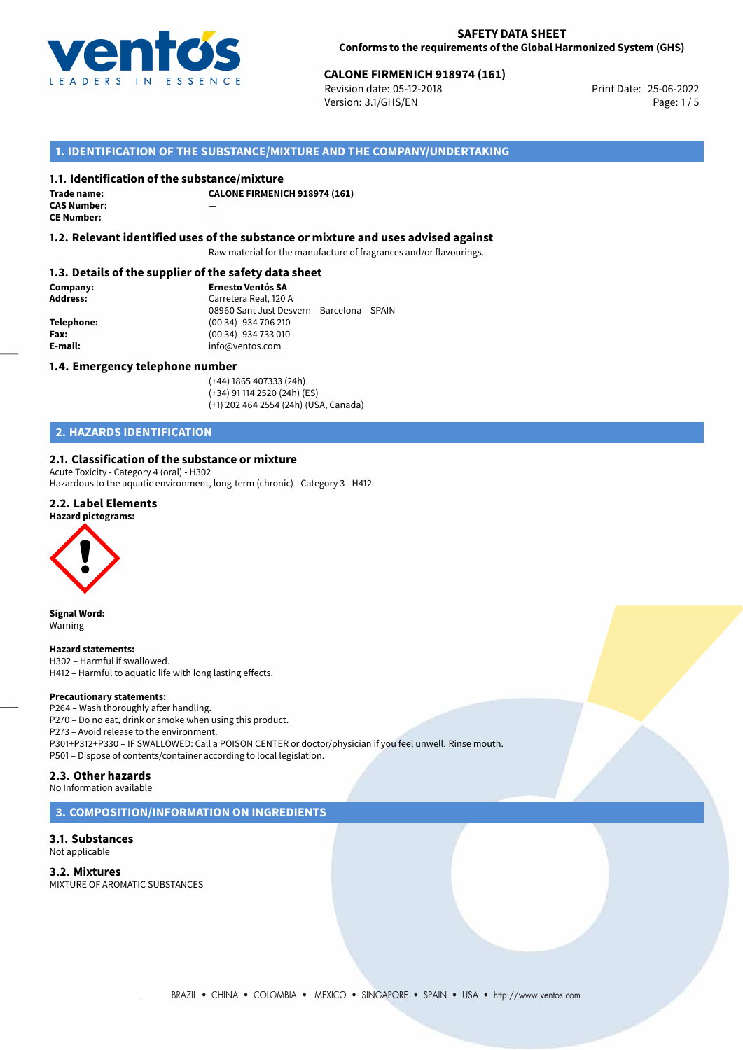**SAFETY DATA SHEET**
**Conforms to the requirements of the Global Harmonized System (GHS)**

**CALONE FIRMENICH 918974 (161)**
Revision date: 05-12-2018
Version: 3.1/GHS/EN
Print Date: 25-06-2022

## 1. IDENTIFICATION OF THE SUBSTANCE/MIXTURE AND THE COMPANY/UNDERTAKING

### 1.1. Identification of the substance/mixture

**Trade name:** **CALONE FIRMENICH 918974 (161)**
**CAS Number:** —
**CE Number:** —

### 1.2. Relevant identified uses of the substance or mixture and uses advised against

Raw material for the manufacture of fragrances and/or flavourings.

### 1.3. Details of the supplier of the safety data sheet

**Company:** **Ernesto Ventós SA**
**Address:** Carretera Real, 120 A
08960 Sant Just Desvern – Barcelona – SPAIN
**Telephone:** (00 34) 934 706 210
**Fax:** (00 34) 934 733 010
**E-mail:** info@ventos.com

### 1.4. Emergency telephone number

(+44) 1865 407333 (24h)
(+34) 91 114 2520 (24h) (ES)
(+1) 202 464 2554 (24h) (USA, Canada)

## 2. HAZARDS IDENTIFICATION

### 2.1. Classification of the substance or mixture

Acute Toxicity - Category 4 (oral) - H302
Hazardous to the aquatic environment, long-term (chronic) - Category 3 - H412

### 2.2. Label Elements

**Hazard pictograms:**

**Signal Word:**
Warning

**Hazard statements:**
H302 – Harmful if swallowed.
H412 – Harmful to aquatic life with long lasting effects.

**Precautionary statements:**
P264 – Wash thoroughly after handling.
P270 – Do no eat, drink or smoke when using this product.
P273 – Avoid release to the environment.
P301+P312+P330 – IF SWALLOWED: Call a POISON CENTER or doctor/physician if you feel unwell. Rinse mouth.
P501 – Dispose of contents/container according to local legislation.

### 2.3. Other hazards

No Information available

## 3. COMPOSITION/INFORMATION ON INGREDIENTS

### 3.1. Substances

Not applicable

### 3.2. Mixtures

MIXTURE OF AROMATIC SUBSTANCES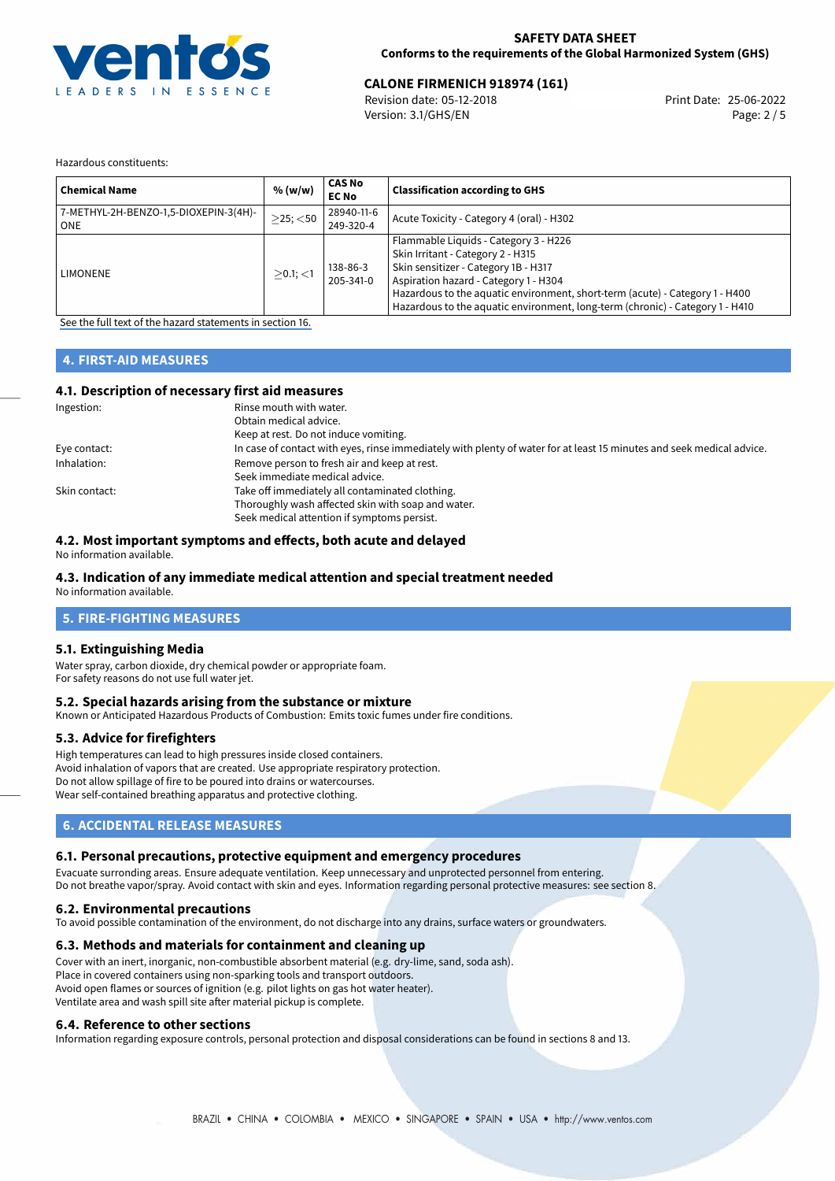Hazardous constituents:

| Chemical Name | % (w/w) | CAS No<br>EC No | Classification according to GHS |
|---|---|---|---|
| 7-METHYL-2H-BENZO-1,5-DIOXEPIN-3(4H)-ONE | $\geq$25; <50 | 28940-11-6<br>249-320-4 | Acute Toxicity - Category 4 (oral) - H302 |
| LIMONENE | $\geq$0.1; <1 | 138-86-3<br>205-341-0 | Flammable Liquids - Category 3 - H226<br>Skin Irritant - Category 2 - H315<br>Skin sensitizer - Category 1B - H317<br>Aspiration hazard - Category 1 - H304<br>Hazardous to the aquatic environment, short-term (acute) - Category 1 - H400<br>Hazardous to the aquatic environment, long-term (chronic) - Category 1 - H410 |

See the full text of the hazard statements in section 16.

## 4. FIRST-AID MEASURES

### 4.1. Description of necessary first aid measures

Ingestion: Rinse mouth with water.
Obtain medical advice.
Keep at rest. Do not induce vomiting.

Eye contact: In case of contact with eyes, rinse immediately with plenty of water for at least 15 minutes and seek medical advice.

Inhalation: Remove person to fresh air and keep at rest.
Seek immediate medical advice.

Skin contact: Take off immediately all contaminated clothing.
Thoroughly wash affected skin with soap and water.
Seek medical attention if symptoms persist.

### 4.2. Most important symptoms and effects, both acute and delayed

No information available.

### 4.3. Indication of any immediate medical attention and special treatment needed

No information available.

## 5. FIRE-FIGHTING MEASURES

### 5.1. Extinguishing Media

Water spray, carbon dioxide, dry chemical powder or appropriate foam.
For safety reasons do not use full water jet.

### 5.2. Special hazards arising from the substance or mixture

Known or Anticipated Hazardous Products of Combustion: Emits toxic fumes under fire conditions.

### 5.3. Advice for firefighters

High temperatures can lead to high pressures inside closed containers.
Avoid inhalation of vapors that are created. Use appropriate respiratory protection.
Do not allow spillage of fire to be poured into drains or watercourses.
Wear self-contained breathing apparatus and protective clothing.

## 6. ACCIDENTAL RELEASE MEASURES

### 6.1. Personal precautions, protective equipment and emergency procedures

Evacuate surronding areas. Ensure adequate ventilation. Keep unnecessary and unprotected personnel from entering.
Do not breathe vapor/spray. Avoid contact with skin and eyes. Information regarding personal protective measures: see section 8.

### 6.2. Environmental precautions

To avoid possible contamination of the environment, do not discharge into any drains, surface waters or groundwaters.

### 6.3. Methods and materials for containment and cleaning up

Cover with an inert, inorganic, non-combustible absorbent material (e.g. dry-lime, sand, soda ash).
Place in covered containers using non-sparking tools and transport outdoors.
Avoid open flames or sources of ignition (e.g. pilot lights on gas hot water heater).
Ventilate area and wash spill site after material pickup is complete.

### 6.4. Reference to other sections

Information regarding exposure controls, personal protection and disposal considerations can be found in sections 8 and 13.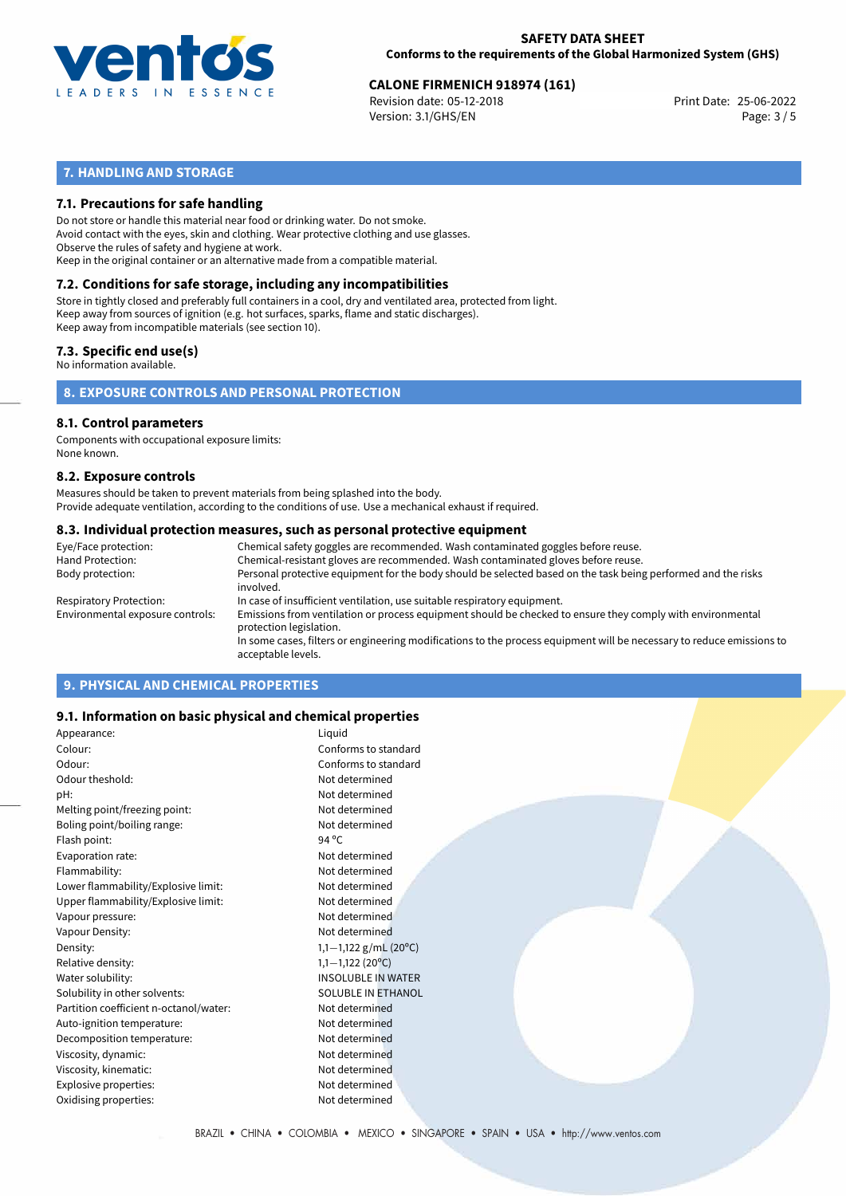## 7. HANDLING AND STORAGE

### 7.1. Precautions for safe handling

Do not store or handle this material near food or drinking water. Do not smoke.
Avoid contact with the eyes, skin and clothing. Wear protective clothing and use glasses.
Observe the rules of safety and hygiene at work.
Keep in the original container or an alternative made from a compatible material.

### 7.2. Conditions for safe storage, including any incompatibilities

Store in tightly closed and preferably full containers in a cool, dry and ventilated area, protected from light.
Keep away from sources of ignition (e.g. hot surfaces, sparks, flame and static discharges).
Keep away from incompatible materials (see section 10).

### 7.3. Specific end use(s)

No information available.

## 8. EXPOSURE CONTROLS AND PERSONAL PROTECTION

### 8.1. Control parameters

Components with occupational exposure limits:
None known.

### 8.2. Exposure controls

Measures should be taken to prevent materials from being splashed into the body.
Provide adequate ventilation, according to the conditions of use. Use a mechanical exhaust if required.

### 8.3. Individual protection measures, such as personal protective equipment

| | |
|---|---|
| Eye/Face protection: | Chemical safety goggles are recommended. Wash contaminated goggles before reuse. |
| Hand Protection: | Chemical-resistant gloves are recommended. Wash contaminated gloves before reuse. |
| Body protection: | Personal protective equipment for the body should be selected based on the task being performed and the risks involved. |
| Respiratory Protection: | In case of insufficient ventilation, use suitable respiratory equipment. |
| Environmental exposure controls: | Emissions from ventilation or process equipment should be checked to ensure they comply with environmental protection legislation. In some cases, filters or engineering modifications to the process equipment will be necessary to reduce emissions to acceptable levels. |

## 9. PHYSICAL AND CHEMICAL PROPERTIES

### 9.1. Information on basic physical and chemical properties

| | |
|---|---|
| Appearance: | Liquid |
| Colour: | Conforms to standard |
| Odour: | Conforms to standard |
| Odour theshold: | Not determined |
| pH: | Not determined |
| Melting point/freezing point: | Not determined |
| Boling point/boiling range: | Not determined |
| Flash point: | 94 °C |
| Evaporation rate: | Not determined |
| Flammability: | Not determined |
| Lower flammability/Explosive limit: | Not determined |
| Upper flammability/Explosive limit: | Not determined |
| Vapour pressure: | Not determined |
| Vapour Density: | Not determined |
| Density: | 1,1−1,122 g/mL (20°C) |
| Relative density: | 1,1−1,122 (20°C) |
| Water solubility: | INSOLUBLE IN WATER |
| Solubility in other solvents: | SOLUBLE IN ETHANOL |
| Partition coefficient n-octanol/water: | Not determined |
| Auto-ignition temperature: | Not determined |
| Decomposition temperature: | Not determined |
| Viscosity, dynamic: | Not determined |
| Viscosity, kinematic: | Not determined |
| Explosive properties: | Not determined |
| Oxidising properties: | Not determined |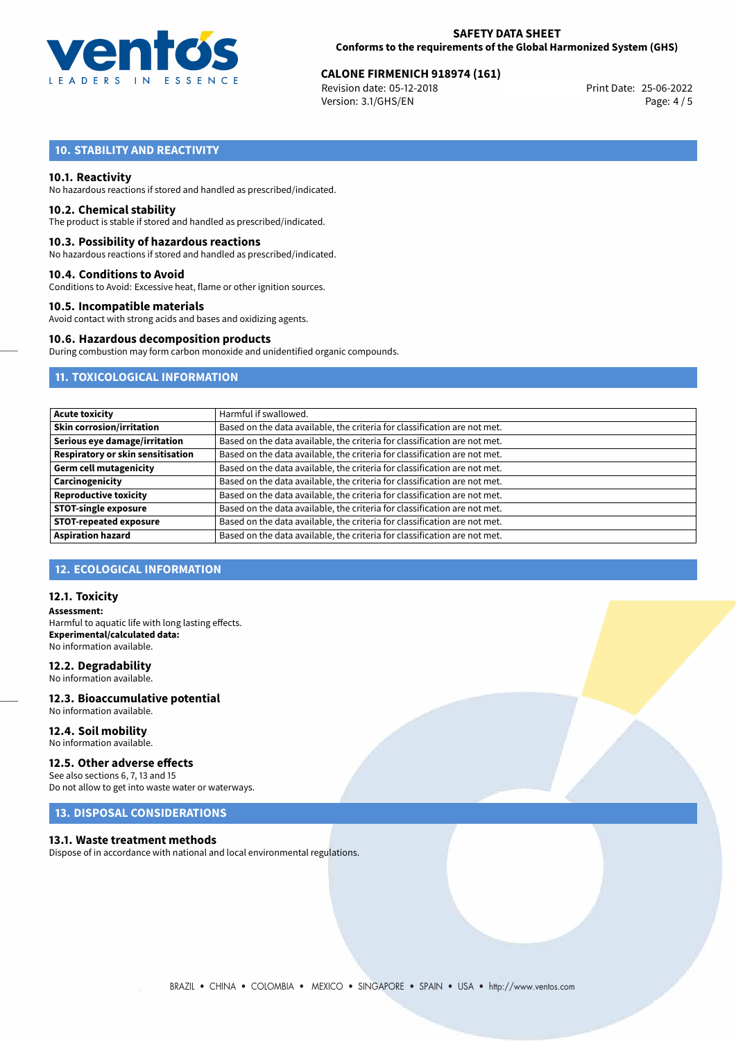## 10. STABILITY AND REACTIVITY

### 10.1. Reactivity

No hazardous reactions if stored and handled as prescribed/indicated.

### 10.2. Chemical stability

The product is stable if stored and handled as prescribed/indicated.

### 10.3. Possibility of hazardous reactions

No hazardous reactions if stored and handled as prescribed/indicated.

### 10.4. Conditions to Avoid

Conditions to Avoid: Excessive heat, flame or other ignition sources.

### 10.5. Incompatible materials

Avoid contact with strong acids and bases and oxidizing agents.

### 10.6. Hazardous decomposition products

During combustion may form carbon monoxide and unidentified organic compounds.

## 11. TOXICOLOGICAL INFORMATION

| | |
|---|---|
| **Acute toxicity** | Harmful if swallowed. |
| **Skin corrosion/irritation** | Based on the data available, the criteria for classification are not met. |
| **Serious eye damage/irritation** | Based on the data available, the criteria for classification are not met. |
| **Respiratory or skin sensitisation** | Based on the data available, the criteria for classification are not met. |
| **Germ cell mutagenicity** | Based on the data available, the criteria for classification are not met. |
| **Carcinogenicity** | Based on the data available, the criteria for classification are not met. |
| **Reproductive toxicity** | Based on the data available, the criteria for classification are not met. |
| **STOT-single exposure** | Based on the data available, the criteria for classification are not met. |
| **STOT-repeated exposure** | Based on the data available, the criteria for classification are not met. |
| **Aspiration hazard** | Based on the data available, the criteria for classification are not met. |

## 12. ECOLOGICAL INFORMATION

### 12.1. Toxicity

**Assessment:**
Harmful to aquatic life with long lasting effects.
**Experimental/calculated data:**
No information available.

### 12.2. Degradability

No information available.

### 12.3. Bioaccumulative potential

No information available.

### 12.4. Soil mobility

No information available.

### 12.5. Other adverse effects

See also sections 6, 7, 13 and 15
Do not allow to get into waste water or waterways.

## 13. DISPOSAL CONSIDERATIONS

### 13.1. Waste treatment methods

Dispose of in accordance with national and local environmental regulations.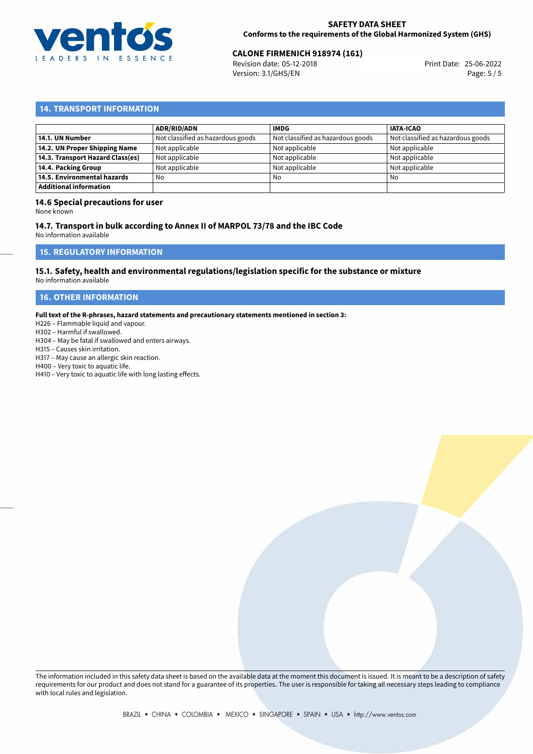## 14. TRANSPORT INFORMATION

| | ADR/RID/ADN | IMDG | IATA-ICAO |
|---|---|---|---|
| **14.1. UN Number** | Not classified as hazardous goods | Not classified as hazardous goods | Not classified as hazardous goods |
| **14.2. UN Proper Shipping Name** | Not applicable | Not applicable | Not applicable |
| **14.3. Transport Hazard Class(es)** | Not applicable | Not applicable | Not applicable |
| **14.4. Packing Group** | Not applicable | Not applicable | Not applicable |
| **14.5. Environmental hazards** | No | No | No |
| **Additional information** | | | |

### 14.6 Special precautions for user

None known

### 14.7. Transport in bulk according to Annex II of MARPOL 73/78 and the IBC Code

No information available

## 15. REGULATORY INFORMATION

### 15.1. Safety, health and environmental regulations/legislation specific for the substance or mixture

No information available

## 16. OTHER INFORMATION

**Full text of the R-phrases, hazard statements and precautionary statements mentioned in section 3:**

H226 – Flammable liquid and vapour.
H302 – Harmful if swallowed.
H304 – May be fatal if swallowed and enters airways.
H315 – Causes skin irritation.
H317 – May cause an allergic skin reaction.
H400 – Very toxic to aquatic life.
H410 – Very toxic to aquatic life with long lasting effects.

The information included in this safety data sheet is based on the available data at the moment this document is issued. It is meant to be a description of safety requirements for our product and does not stand for a guarantee of its properties. The user is responsible for taking all necessary steps leading to compliance with local rules and legislation.